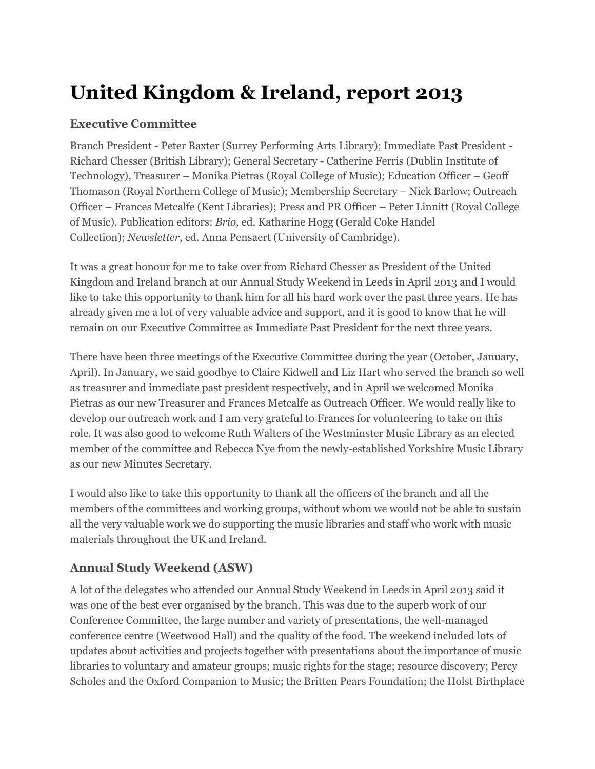# United Kingdom & Ireland, report 2013

### Executive Committee

Branch President - Peter Baxter (Surrey Performing Arts Library); Immediate Past President - Richard Chesser (British Library); General Secretary - Catherine Ferris (Dublin Institute of Technology), Treasurer – Monika Pietras (Royal College of Music); Education Officer – Geoff Thomason (Royal Northern College of Music); Membership Secretary – Nick Barlow; Outreach Officer – Frances Metcalfe (Kent Libraries); Press and PR Officer – Peter Linnitt (Royal College of Music). Publication editors: *Brio,* ed. Katharine Hogg (Gerald Coke Handel Collection); *Newsletter*, ed. Anna Pensaert (University of Cambridge).

It was a great honour for me to take over from Richard Chesser as President of the United Kingdom and Ireland branch at our Annual Study Weekend in Leeds in April 2013 and I would like to take this opportunity to thank him for all his hard work over the past three years. He has already given me a lot of very valuable advice and support, and it is good to know that he will remain on our Executive Committee as Immediate Past President for the next three years.

There have been three meetings of the Executive Committee during the year (October, January, April). In January, we said goodbye to Claire Kidwell and Liz Hart who served the branch so well as treasurer and immediate past president respectively, and in April we welcomed Monika Pietras as our new Treasurer and Frances Metcalfe as Outreach Officer. We would really like to develop our outreach work and I am very grateful to Frances for volunteering to take on this role. It was also good to welcome Ruth Walters of the Westminster Music Library as an elected member of the committee and Rebecca Nye from the newly-established Yorkshire Music Library as our new Minutes Secretary.

I would also like to take this opportunity to thank all the officers of the branch and all the members of the committees and working groups, without whom we would not be able to sustain all the very valuable work we do supporting the music libraries and staff who work with music materials throughout the UK and Ireland.

### Annual Study Weekend (ASW)

A lot of the delegates who attended our Annual Study Weekend in Leeds in April 2013 said it was one of the best ever organised by the branch. This was due to the superb work of our Conference Committee, the large number and variety of presentations, the well-managed conference centre (Weetwood Hall) and the quality of the food. The weekend included lots of updates about activities and projects together with presentations about the importance of music libraries to voluntary and amateur groups; music rights for the stage; resource discovery; Percy Scholes and the Oxford Companion to Music; the Britten Pears Foundation; the Holst Birthplace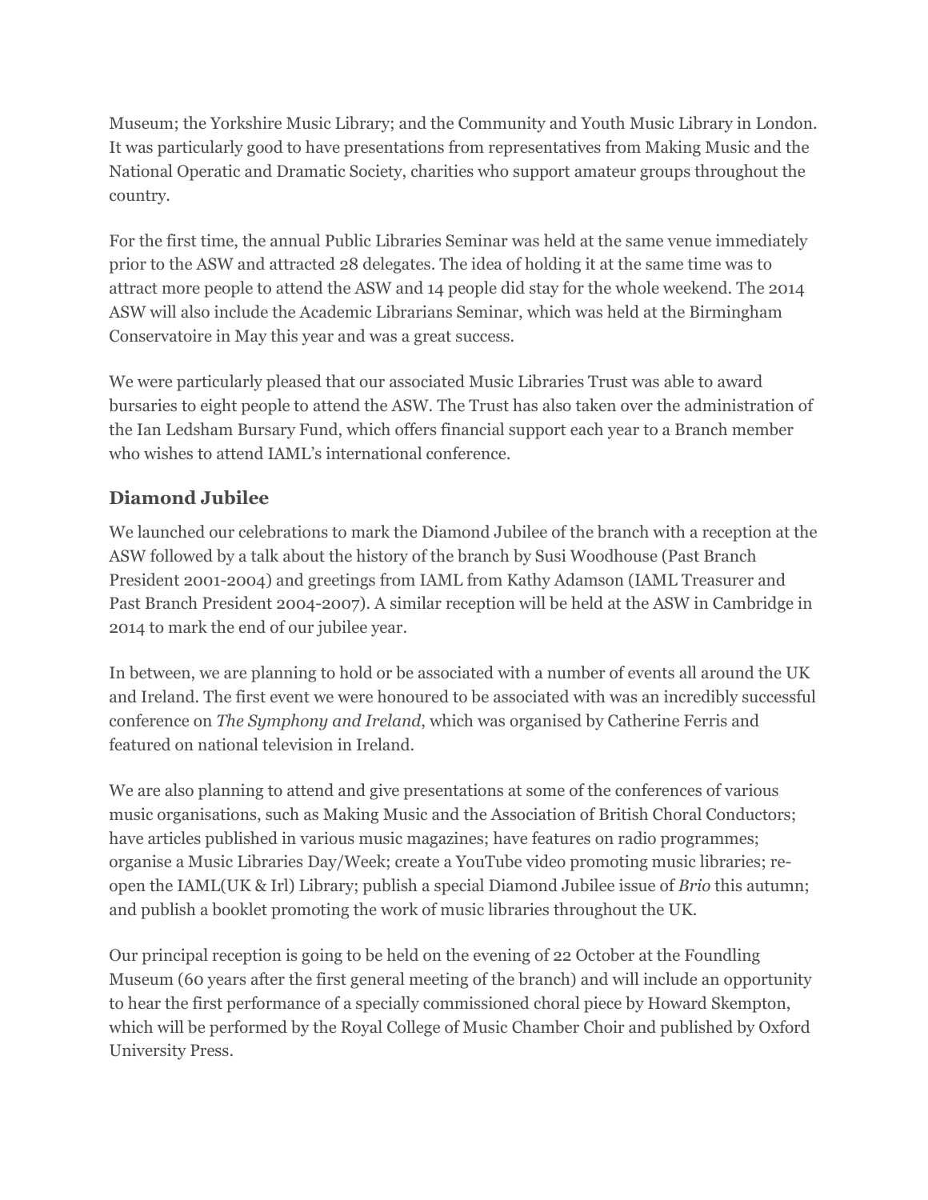Museum; the Yorkshire Music Library; and the Community and Youth Music Library in London. It was particularly good to have presentations from representatives from Making Music and the National Operatic and Dramatic Society, charities who support amateur groups throughout the country.

For the first time, the annual Public Libraries Seminar was held at the same venue immediately prior to the ASW and attracted 28 delegates. The idea of holding it at the same time was to attract more people to attend the ASW and 14 people did stay for the whole weekend. The 2014 ASW will also include the Academic Librarians Seminar, which was held at the Birmingham Conservatoire in May this year and was a great success.

We were particularly pleased that our associated Music Libraries Trust was able to award bursaries to eight people to attend the ASW. The Trust has also taken over the administration of the Ian Ledsham Bursary Fund, which offers financial support each year to a Branch member who wishes to attend IAML's international conference.

### Diamond Jubilee

We launched our celebrations to mark the Diamond Jubilee of the branch with a reception at the ASW followed by a talk about the history of the branch by Susi Woodhouse (Past Branch President 2001-2004) and greetings from IAML from Kathy Adamson (IAML Treasurer and Past Branch President 2004-2007). A similar reception will be held at the ASW in Cambridge in 2014 to mark the end of our jubilee year.

In between, we are planning to hold or be associated with a number of events all around the UK and Ireland. The first event we were honoured to be associated with was an incredibly successful conference on *The Symphony and Ireland*, which was organised by Catherine Ferris and featured on national television in Ireland.

We are also planning to attend and give presentations at some of the conferences of various music organisations, such as Making Music and the Association of British Choral Conductors; have articles published in various music magazines; have features on radio programmes; organise a Music Libraries Day/Week; create a YouTube video promoting music libraries; re-open the IAML(UK & Irl) Library; publish a special Diamond Jubilee issue of *Brio* this autumn; and publish a booklet promoting the work of music libraries throughout the UK.

Our principal reception is going to be held on the evening of 22 October at the Foundling Museum (60 years after the first general meeting of the branch) and will include an opportunity to hear the first performance of a specially commissioned choral piece by Howard Skempton, which will be performed by the Royal College of Music Chamber Choir and published by Oxford University Press.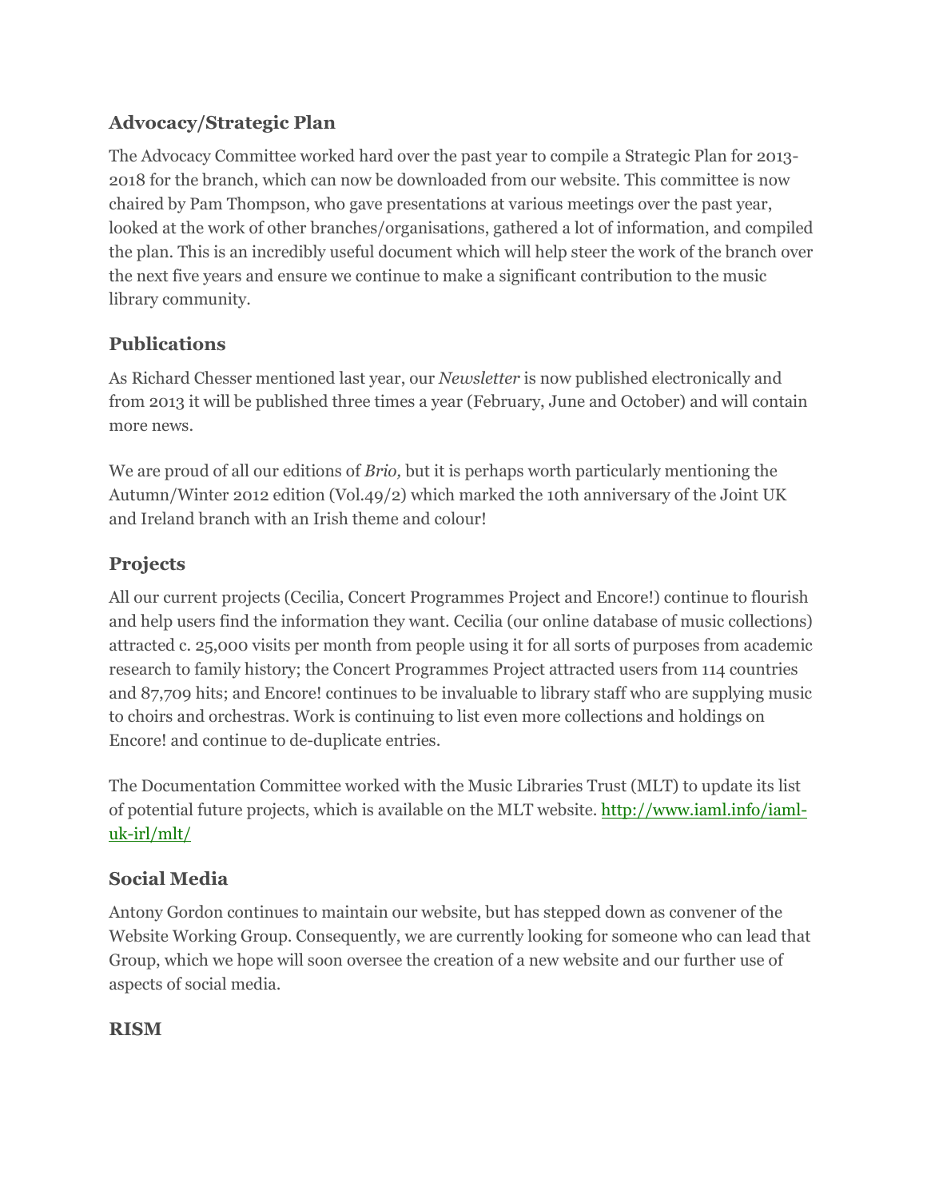### Advocacy/Strategic Plan

The Advocacy Committee worked hard over the past year to compile a Strategic Plan for 2013-2018 for the branch, which can now be downloaded from our website. This committee is now chaired by Pam Thompson, who gave presentations at various meetings over the past year, looked at the work of other branches/organisations, gathered a lot of information, and compiled the plan. This is an incredibly useful document which will help steer the work of the branch over the next five years and ensure we continue to make a significant contribution to the music library community.

### Publications

As Richard Chesser mentioned last year, our *Newsletter* is now published electronically and from 2013 it will be published three times a year (February, June and October) and will contain more news.

We are proud of all our editions of *Brio,* but it is perhaps worth particularly mentioning the Autumn/Winter 2012 edition (Vol.49/2) which marked the 10th anniversary of the Joint UK and Ireland branch with an Irish theme and colour!

### Projects

All our current projects (Cecilia, Concert Programmes Project and Encore!) continue to flourish and help users find the information they want. Cecilia (our online database of music collections) attracted c. 25,000 visits per month from people using it for all sorts of purposes from academic research to family history; the Concert Programmes Project attracted users from 114 countries and 87,709 hits; and Encore! continues to be invaluable to library staff who are supplying music to choirs and orchestras. Work is continuing to list even more collections and holdings on Encore! and continue to de-duplicate entries.

The Documentation Committee worked with the Music Libraries Trust (MLT) to update its list of potential future projects, which is available on the MLT website. [http://www.iaml.info/iaml-uk-irl/mlt/](http://www.iaml.info/iaml-uk-irl/mlt/)

### Social Media

Antony Gordon continues to maintain our website, but has stepped down as convener of the Website Working Group. Consequently, we are currently looking for someone who can lead that Group, which we hope will soon oversee the creation of a new website and our further use of aspects of social media.

### RISM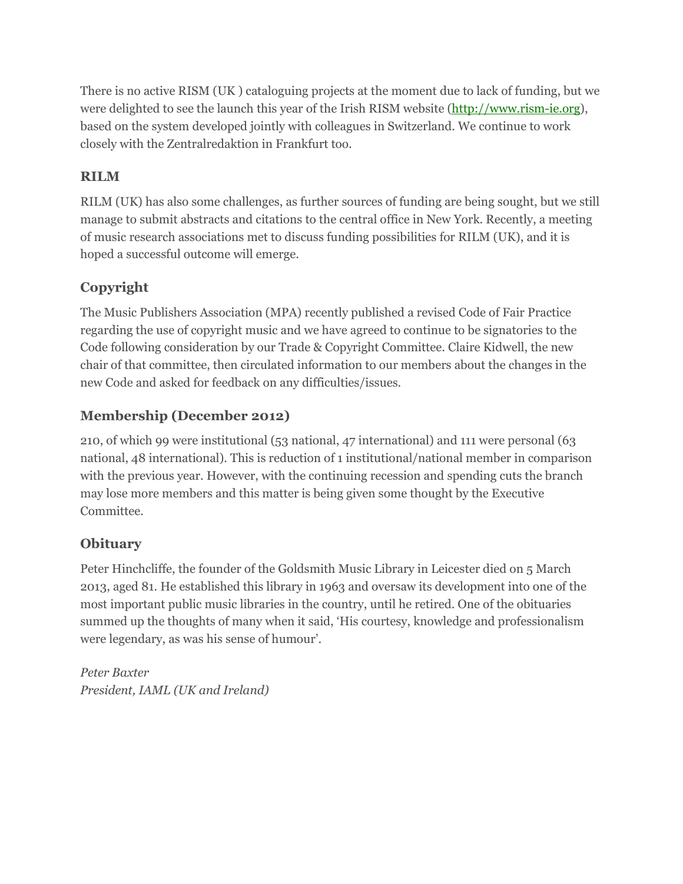There is no active RISM (UK ) cataloguing projects at the moment due to lack of funding, but we were delighted to see the launch this year of the Irish RISM website (http://www.rism-ie.org), based on the system developed jointly with colleagues in Switzerland. We continue to work closely with the Zentralredaktion in Frankfurt too.

### RILM

RILM (UK) has also some challenges, as further sources of funding are being sought, but we still manage to submit abstracts and citations to the central office in New York. Recently, a meeting of music research associations met to discuss funding possibilities for RILM (UK), and it is hoped a successful outcome will emerge.

## Copyright

The Music Publishers Association (MPA) recently published a revised Code of Fair Practice regarding the use of copyright music and we have agreed to continue to be signatories to the Code following consideration by our Trade & Copyright Committee. Claire Kidwell, the new chair of that committee, then circulated information to our members about the changes in the new Code and asked for feedback on any difficulties/issues.

## Membership (December 2012)

210, of which 99 were institutional (53 national, 47 international) and 111 were personal (63 national, 48 international). This is reduction of 1 institutional/national member in comparison with the previous year. However, with the continuing recession and spending cuts the branch may lose more members and this matter is being given some thought by the Executive Committee.

## Obituary

Peter Hinchcliffe, the founder of the Goldsmith Music Library in Leicester died on 5 March 2013, aged 81. He established this library in 1963 and oversaw its development into one of the most important public music libraries in the country, until he retired. One of the obituaries summed up the thoughts of many when it said, 'His courtesy, knowledge and professionalism were legendary, as was his sense of humour'.

*Peter Baxter*
*President, IAML (UK and Ireland)*